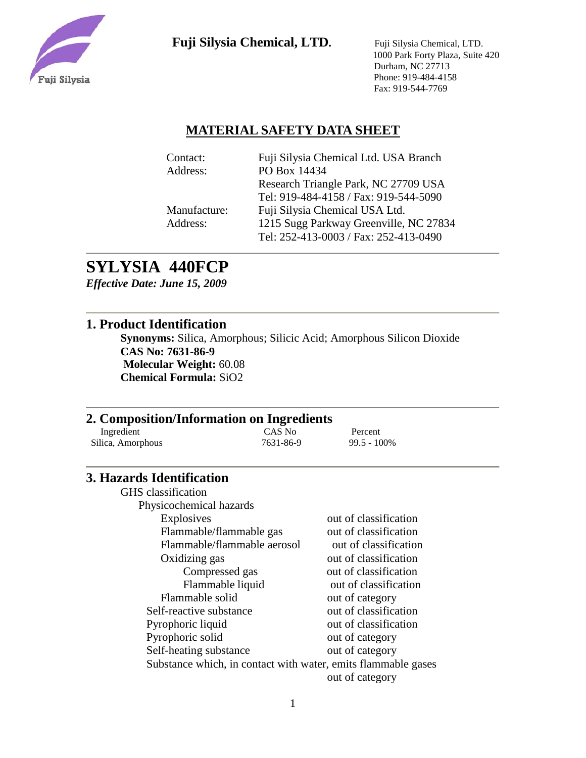**Fuji Silysia Chemical, LTD.**

Fuji Silysia Chemical, LTD.
1000 Park Forty Plaza, Suite 420
Durham, NC 27713
Phone: 919-484-4158
Fax: 919-544-7769

## MATERIAL SAFETY DATA SHEET

| | |
|---|---|
| Contact: | Fuji Silysia Chemical Ltd. USA Branch |
| Address: | PO Box 14434 |
| | Research Triangle Park, NC 27709 USA |
| | Tel: 919-484-4158 / Fax: 919-544-5090 |
| Manufacture: | Fuji Silysia Chemical USA Ltd. |
| Address: | 1215 Sugg Parkway Greenville, NC 27834 |
| | Tel: 252-413-0003 / Fax: 252-413-0490 |

# SYLYSIA 440FCP

***Effective Date: June 15, 2009***

## 1. Product Identification

**Synonyms:** Silica, Amorphous; Silicic Acid; Amorphous Silicon Dioxide
**CAS No: 7631-86-9**
**Molecular Weight:** 60.08
**Chemical Formula:** $SiO_2$

## 2. Composition/Information on Ingredients

| Ingredient | CAS No | Percent |
|---|---|---|
| Silica, Amorphous | 7631-86-9 | 99.5 - 100% |

## 3. Hazards Identification

GHS classification

Physicochemical hazards

| | |
|---|---|
| Explosives | out of classification |
| Flammable/flammable gas | out of classification |
| Flammable/flammable aerosol | out of classification |
| Oxidizing gas | out of classification |
| Compressed gas | out of classification |
| Flammable liquid | out of classification |
| Flammable solid | out of category |
| Self-reactive substance | out of classification |
| Pyrophoric liquid | out of classification |
| Pyrophoric solid | out of category |
| Self-heating substance | out of category |
| Substance which, in contact with water, emits flammable gases | out of category |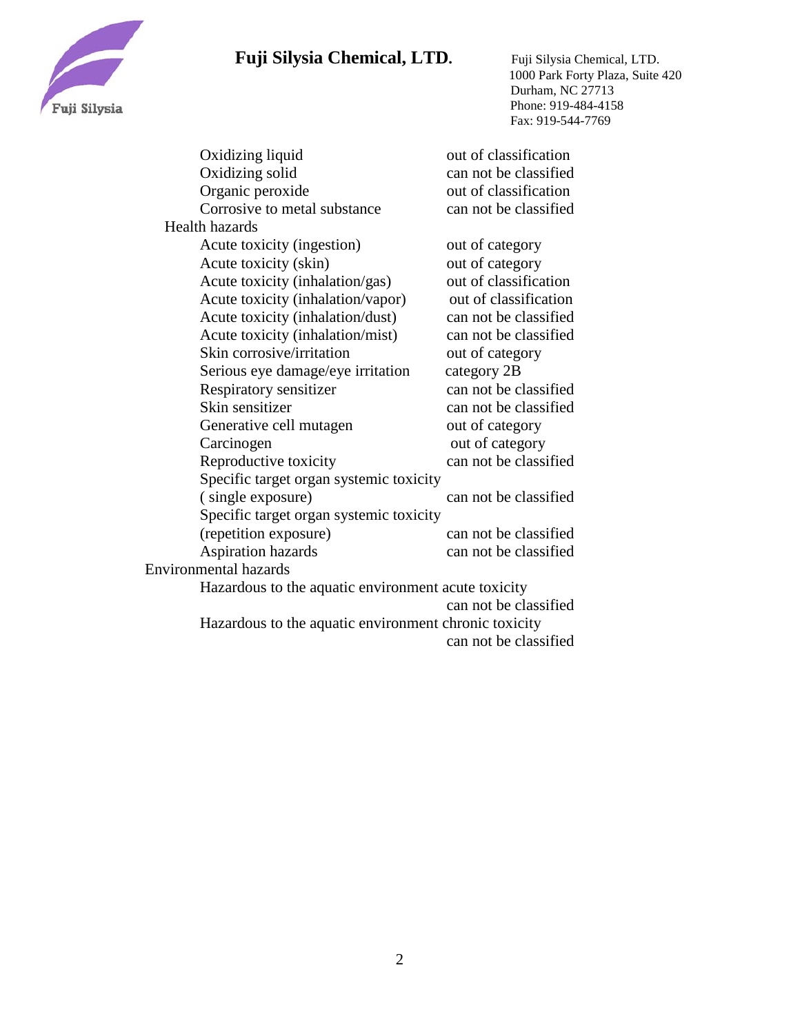Oxidizing liquid out of classification
Oxidizing solid can not be classified
Organic peroxide out of classification
Corrosive to metal substance can not be classified

Health hazards

| | |
|---|---|
| Acute toxicity (ingestion) | out of category |
| Acute toxicity (skin) | out of category |
| Acute toxicity (inhalation/gas) | out of classification |
| Acute toxicity (inhalation/vapor) | out of classification |
| Acute toxicity (inhalation/dust) | can not be classified |
| Acute toxicity (inhalation/mist) | can not be classified |
| Skin corrosive/irritation | out of category |
| Serious eye damage/eye irritation | category 2B |
| Respiratory sensitizer | can not be classified |
| Skin sensitizer | can not be classified |
| Generative cell mutagen | out of category |
| Carcinogen | out of category |
| Reproductive toxicity | can not be classified |
| Specific target organ systemic toxicity ( single exposure) | can not be classified |
| Specific target organ systemic toxicity (repetition exposure) | can not be classified |
| Aspiration hazards | can not be classified |

Environmental hazards

Hazardous to the aquatic environment acute toxicity
can not be classified

Hazardous to the aquatic environment chronic toxicity
can not be classified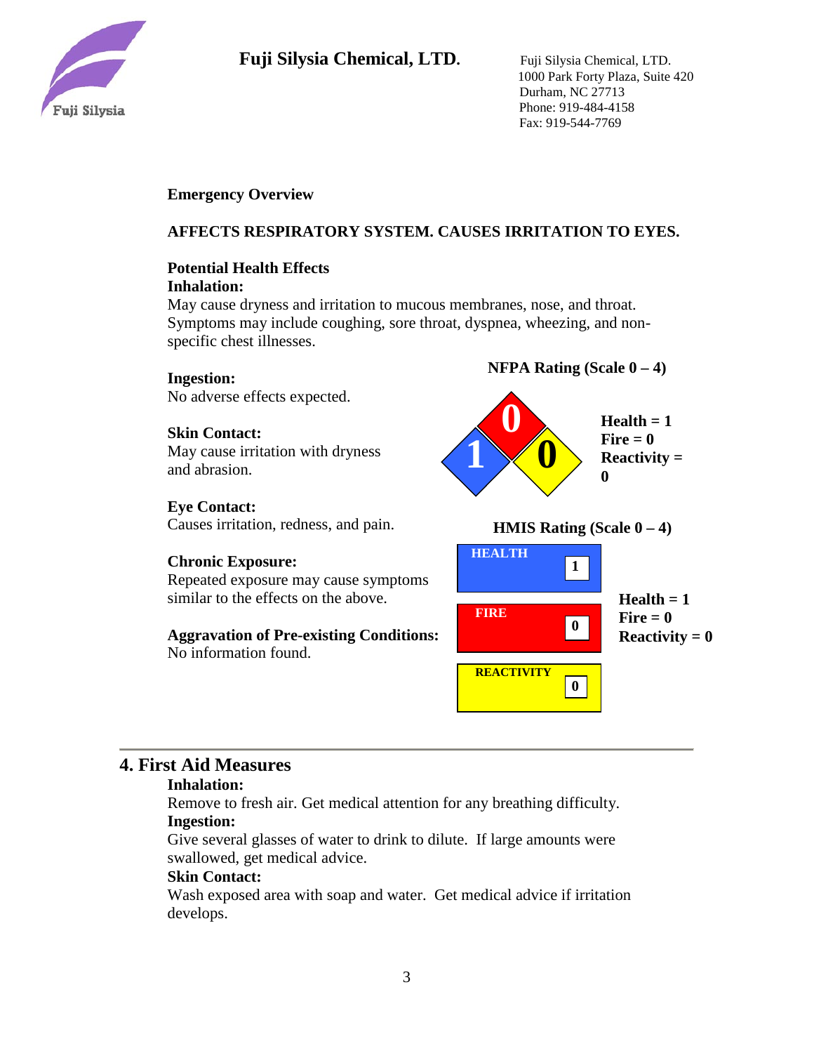**Fuji Silysia Chemical, LTD.**

Fuji Silysia Chemical, LTD.
1000 Park Forty Plaza, Suite 420
Durham, NC 27713
Phone: 919-484-4158
Fax: 919-544-7769

**Emergency Overview**

**AFFECTS RESPIRATORY SYSTEM. CAUSES IRRITATION TO EYES.**

**Potential Health Effects**

**Inhalation:**
May cause dryness and irritation to mucous membranes, nose, and throat. Symptoms may include coughing, sore throat, dyspnea, wheezing, and non-specific chest illnesses.

**Ingestion:**
No adverse effects expected.

**Skin Contact:**
May cause irritation with dryness and abrasion.

**Eye Contact:**
Causes irritation, redness, and pain.

**Chronic Exposure:**
Repeated exposure may cause symptoms similar to the effects on the above.

**Aggravation of Pre-existing Conditions:**
No information found.

**NFPA Rating (Scale 0 – 4)**

**Health = 1**
**Fire = 0**
**Reactivity = 0**

**HMIS Rating (Scale 0 – 4)**

| HMIS | Rating |
|---|---|
| HEALTH | 1 |
| FIRE | 0 |
| REACTIVITY | 0 |

**Health = 1**
**Fire = 0**
**Reactivity = 0**

## 4. First Aid Measures

**Inhalation:**
Remove to fresh air. Get medical attention for any breathing difficulty.

**Ingestion:**
Give several glasses of water to drink to dilute. If large amounts were swallowed, get medical advice.

**Skin Contact:**
Wash exposed area with soap and water. Get medical advice if irritation develops.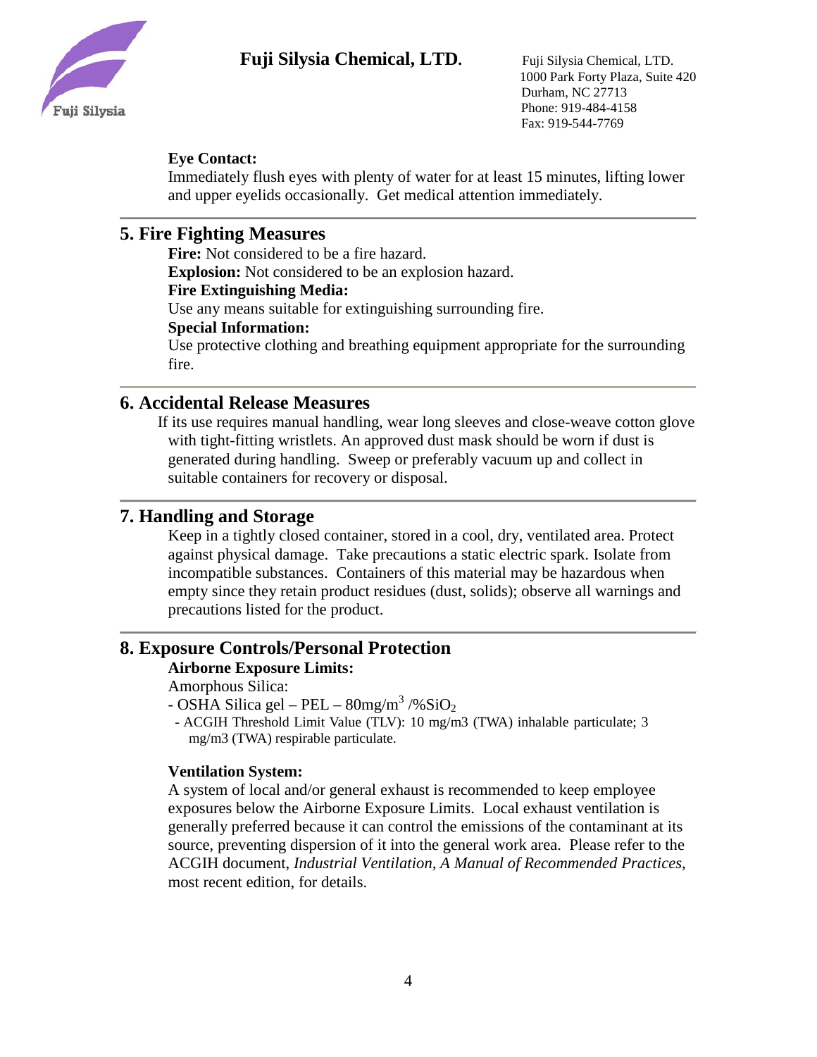**Eye Contact:**
Immediately flush eyes with plenty of water for at least 15 minutes, lifting lower and upper eyelids occasionally. Get medical attention immediately.

## 5. Fire Fighting Measures

**Fire:** Not considered to be a fire hazard.
**Explosion:** Not considered to be an explosion hazard.
**Fire Extinguishing Media:**
Use any means suitable for extinguishing surrounding fire.
**Special Information:**
Use protective clothing and breathing equipment appropriate for the surrounding fire.

## 6. Accidental Release Measures

If its use requires manual handling, wear long sleeves and close-weave cotton glove with tight-fitting wristlets. An approved dust mask should be worn if dust is generated during handling. Sweep or preferably vacuum up and collect in suitable containers for recovery or disposal.

## 7. Handling and Storage

Keep in a tightly closed container, stored in a cool, dry, ventilated area. Protect against physical damage. Take precautions a static electric spark. Isolate from incompatible substances. Containers of this material may be hazardous when empty since they retain product residues (dust, solids); observe all warnings and precautions listed for the product.

## 8. Exposure Controls/Personal Protection

**Airborne Exposure Limits:**
Amorphous Silica:
- OSHA Silica gel – PEL – 80mg/$m^3$ /%$SiO_2$
- ACGIH Threshold Limit Value (TLV): 10 mg/m3 (TWA) inhalable particulate; 3 mg/m3 (TWA) respirable particulate.

**Ventilation System:**
A system of local and/or general exhaust is recommended to keep employee exposures below the Airborne Exposure Limits. Local exhaust ventilation is generally preferred because it can control the emissions of the contaminant at its source, preventing dispersion of it into the general work area. Please refer to the ACGIH document, *Industrial Ventilation, A Manual of Recommended Practices*, most recent edition, for details.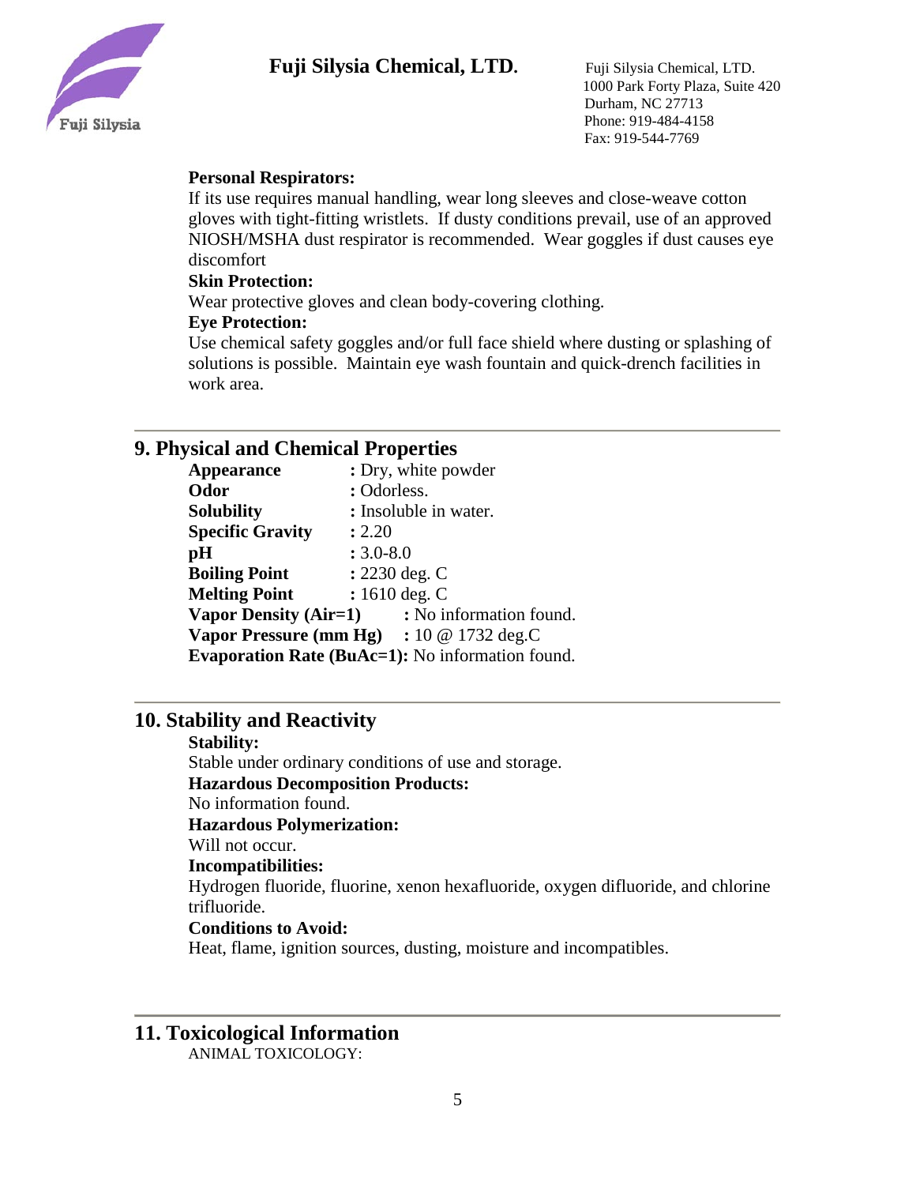**Personal Respirators:**

If its use requires manual handling, wear long sleeves and close-weave cotton gloves with tight-fitting wristlets. If dusty conditions prevail, use of an approved NIOSH/MSHA dust respirator is recommended. Wear goggles if dust causes eye discomfort

**Skin Protection:**

Wear protective gloves and clean body-covering clothing.

**Eye Protection:**

Use chemical safety goggles and/or full face shield where dusting or splashing of solutions is possible. Maintain eye wash fountain and quick-drench facilities in work area.

## 9. Physical and Chemical Properties

**Appearance** : Dry, white powder
**Odor** : Odorless.
**Solubility** : Insoluble in water.
**Specific Gravity** : 2.20
**pH** : 3.0-8.0
**Boiling Point** : 2230 deg. C
**Melting Point** : 1610 deg. C
**Vapor Density (Air=1)** : No information found.
**Vapor Pressure (mm Hg)** : 10 @ 1732 deg.C
**Evaporation Rate (BuAc=1):** No information found.

## 10. Stability and Reactivity

**Stability:**

Stable under ordinary conditions of use and storage.

**Hazardous Decomposition Products:**

No information found.

**Hazardous Polymerization:**

Will not occur.

**Incompatibilities:**

Hydrogen fluoride, fluorine, xenon hexafluoride, oxygen difluoride, and chlorine trifluoride.

**Conditions to Avoid:**

Heat, flame, ignition sources, dusting, moisture and incompatibles.

## 11. Toxicological Information

ANIMAL TOXICOLOGY: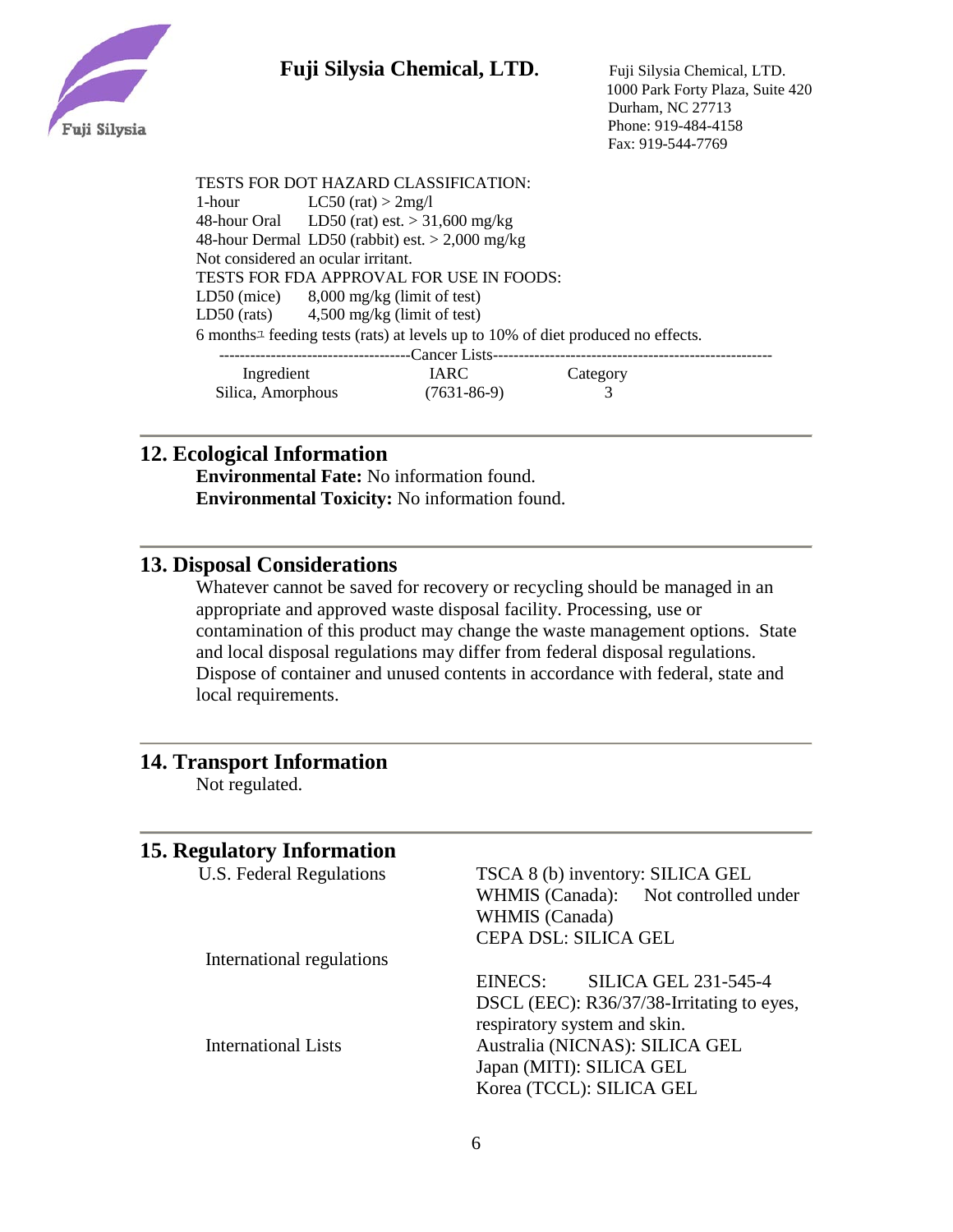TESTS FOR DOT HAZARD CLASSIFICATION:

1-hour LC50 (rat) > 2mg/l

48-hour Oral LD50 (rat) est. > 31,600 mg/kg

48-hour Dermal LD50 (rabbit) est. > 2,000 mg/kg

Not considered an ocular irritant.

TESTS FOR FDA APPROVAL FOR USE IN FOODS:

LD50 (mice) 8,000 mg/kg (limit of test)

LD50 (rats) 4,500 mg/kg (limit of test)

6 months feeding tests (rats) at levels up to 10% of diet produced no effects.

--------Cancer Lists--------

| Ingredient | IARC | Category |
|---|---|---|
| Silica, Amorphous | (7631-86-9) | 3 |

## 12. Ecological Information

**Environmental Fate:** No information found.

**Environmental Toxicity:** No information found.

## 13. Disposal Considerations

Whatever cannot be saved for recovery or recycling should be managed in an appropriate and approved waste disposal facility. Processing, use or contamination of this product may change the waste management options. State and local disposal regulations may differ from federal disposal regulations. Dispose of container and unused contents in accordance with federal, state and local requirements.

## 14. Transport Information

Not regulated.

## 15. Regulatory Information

| | |
|---|---|
| U.S. Federal Regulations | TSCA 8 (b) inventory: SILICA GEL<br>WHMIS (Canada): Not controlled under WHMIS (Canada)<br>CEPA DSL: SILICA GEL |
| International regulations | EINECS: SILICA GEL 231-545-4<br>DSCL (EEC): R36/37/38-Irritating to eyes, respiratory system and skin. |
| International Lists | Australia (NICNAS): SILICA GEL<br>Japan (MITI): SILICA GEL<br>Korea (TCCL): SILICA GEL |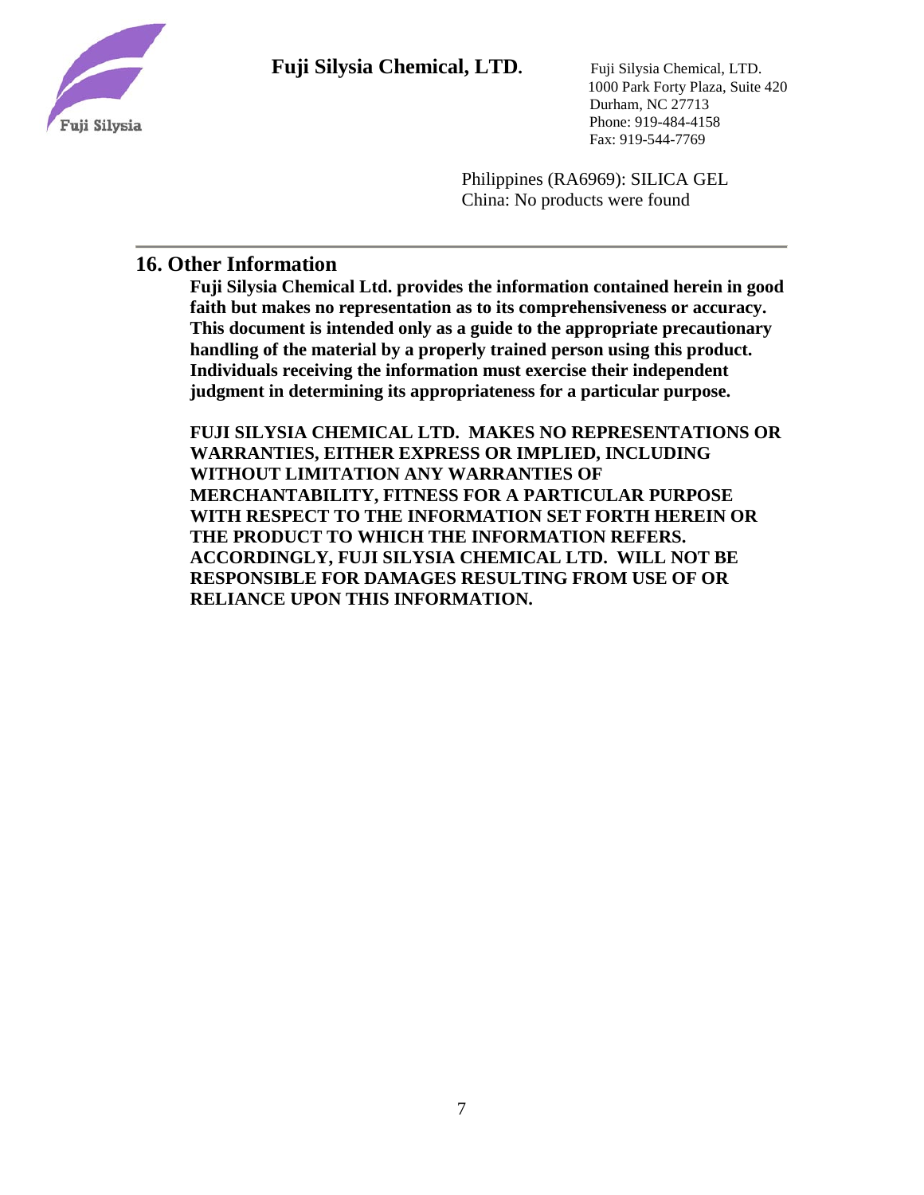Philippines (RA6969): SILICA GEL
China: No products were found

## 16. Other Information

**Fuji Silysia Chemical Ltd. provides the information contained herein in good faith but makes no representation as to its comprehensiveness or accuracy. This document is intended only as a guide to the appropriate precautionary handling of the material by a properly trained person using this product. Individuals receiving the information must exercise their independent judgment in determining its appropriateness for a particular purpose.**

**FUJI SILYSIA CHEMICAL LTD. MAKES NO REPRESENTATIONS OR WARRANTIES, EITHER EXPRESS OR IMPLIED, INCLUDING WITHOUT LIMITATION ANY WARRANTIES OF MERCHANTABILITY, FITNESS FOR A PARTICULAR PURPOSE WITH RESPECT TO THE INFORMATION SET FORTH HEREIN OR THE PRODUCT TO WHICH THE INFORMATION REFERS. ACCORDINGLY, FUJI SILYSIA CHEMICAL LTD. WILL NOT BE RESPONSIBLE FOR DAMAGES RESULTING FROM USE OF OR RELIANCE UPON THIS INFORMATION.**